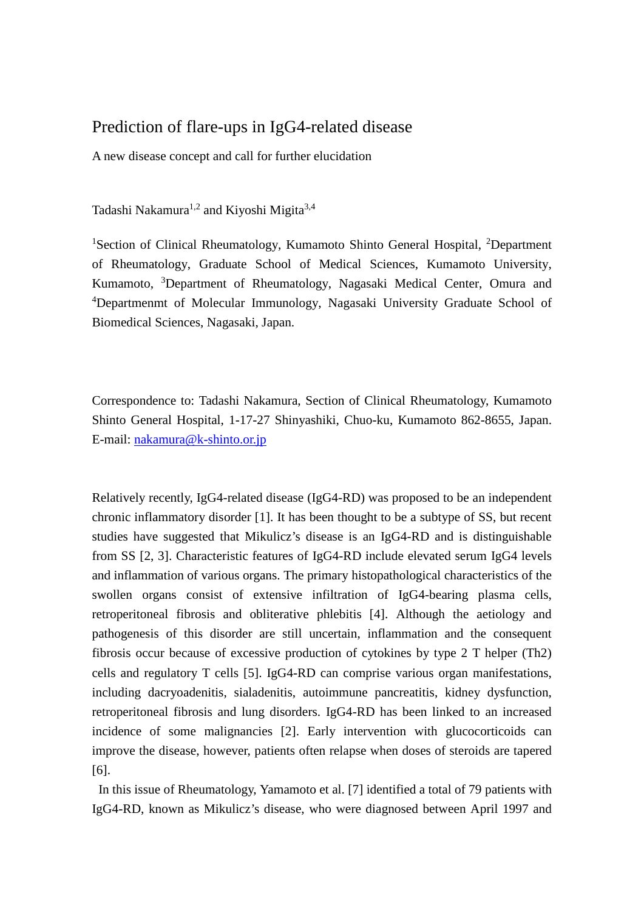# Prediction of flare-ups in IgG4-related disease

A new disease concept and call for further elucidation

Tadashi Nakamura[1,2] and Kiyoshi Migita[3,4]

[1]Section of Clinical Rheumatology, Kumamoto Shinto General Hospital, [2]Department of Rheumatology, Graduate School of Medical Sciences, Kumamoto University, Kumamoto, [3]Department of Rheumatology, Nagasaki Medical Center, Omura and [4]Departmenmt of Molecular Immunology, Nagasaki University Graduate School of Biomedical Sciences, Nagasaki, Japan.

Correspondence to: Tadashi Nakamura, Section of Clinical Rheumatology, Kumamoto Shinto General Hospital, 1-17-27 Shinyashiki, Chuo-ku, Kumamoto 862-8655, Japan. E-mail: nakamura@k-shinto.or.jp

Relatively recently, IgG4-related disease (IgG4-RD) was proposed to be an independent chronic inflammatory disorder [1]. It has been thought to be a subtype of SS, but recent studies have suggested that Mikulicz's disease is an IgG4-RD and is distinguishable from SS [2, 3]. Characteristic features of IgG4-RD include elevated serum IgG4 levels and inflammation of various organs. The primary histopathological characteristics of the swollen organs consist of extensive infiltration of IgG4-bearing plasma cells, retroperitoneal fibrosis and obliterative phlebitis [4]. Although the aetiology and pathogenesis of this disorder are still uncertain, inflammation and the consequent fibrosis occur because of excessive production of cytokines by type 2 T helper (Th2) cells and regulatory T cells [5]. IgG4-RD can comprise various organ manifestations, including dacryoadenitis, sialadenitis, autoimmune pancreatitis, kidney dysfunction, retroperitoneal fibrosis and lung disorders. IgG4-RD has been linked to an increased incidence of some malignancies [2]. Early intervention with glucocorticoids can improve the disease, however, patients often relapse when doses of steroids are tapered [6].

In this issue of Rheumatology, Yamamoto et al. [7] identified a total of 79 patients with IgG4-RD, known as Mikulicz's disease, who were diagnosed between April 1997 and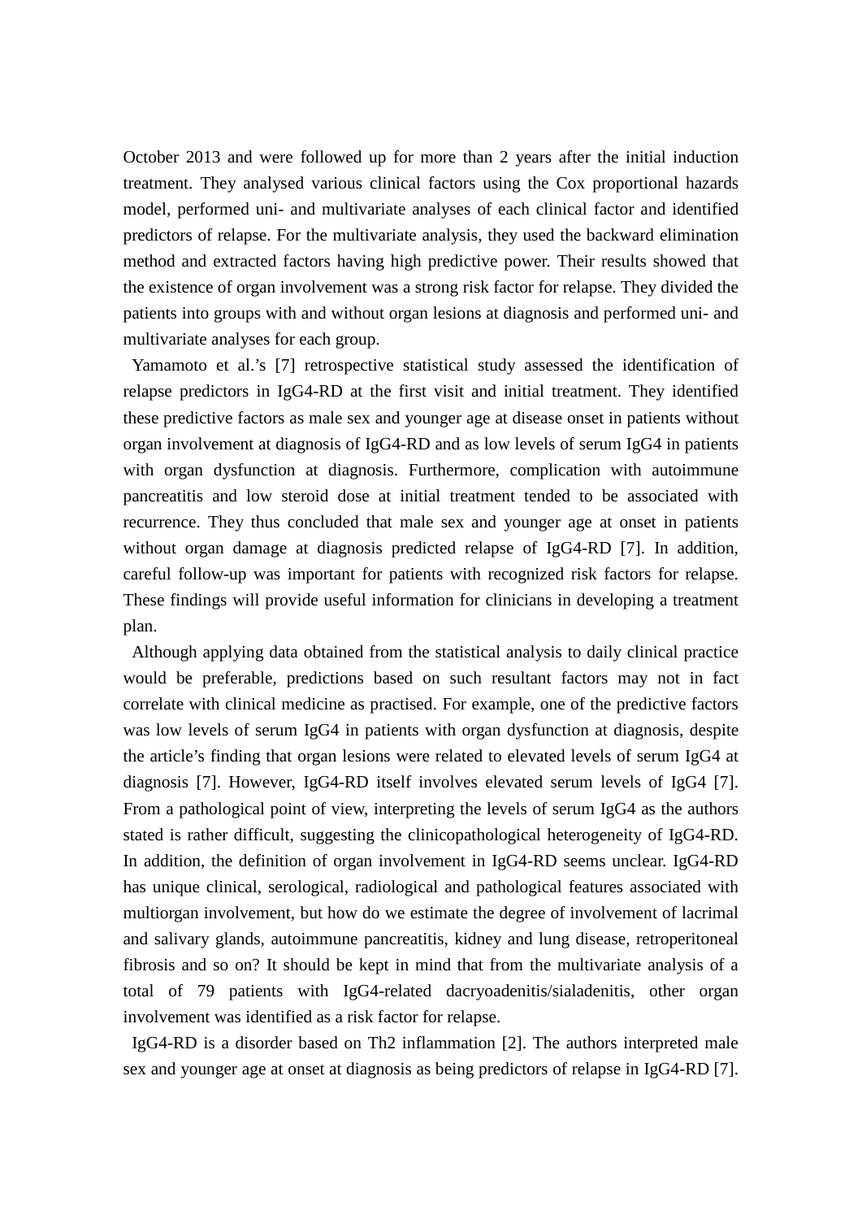October 2013 and were followed up for more than 2 years after the initial induction treatment. They analysed various clinical factors using the Cox proportional hazards model, performed uni- and multivariate analyses of each clinical factor and identified predictors of relapse. For the multivariate analysis, they used the backward elimination method and extracted factors having high predictive power. Their results showed that the existence of organ involvement was a strong risk factor for relapse. They divided the patients into groups with and without organ lesions at diagnosis and performed uni- and multivariate analyses for each group.

Yamamoto et al.'s [7] retrospective statistical study assessed the identification of relapse predictors in IgG4-RD at the first visit and initial treatment. They identified these predictive factors as male sex and younger age at disease onset in patients without organ involvement at diagnosis of IgG4-RD and as low levels of serum IgG4 in patients with organ dysfunction at diagnosis. Furthermore, complication with autoimmune pancreatitis and low steroid dose at initial treatment tended to be associated with recurrence. They thus concluded that male sex and younger age at onset in patients without organ damage at diagnosis predicted relapse of IgG4-RD [7]. In addition, careful follow-up was important for patients with recognized risk factors for relapse. These findings will provide useful information for clinicians in developing a treatment plan.

Although applying data obtained from the statistical analysis to daily clinical practice would be preferable, predictions based on such resultant factors may not in fact correlate with clinical medicine as practised. For example, one of the predictive factors was low levels of serum IgG4 in patients with organ dysfunction at diagnosis, despite the article's finding that organ lesions were related to elevated levels of serum IgG4 at diagnosis [7]. However, IgG4-RD itself involves elevated serum levels of IgG4 [7]. From a pathological point of view, interpreting the levels of serum IgG4 as the authors stated is rather difficult, suggesting the clinicopathological heterogeneity of IgG4-RD. In addition, the definition of organ involvement in IgG4-RD seems unclear. IgG4-RD has unique clinical, serological, radiological and pathological features associated with multiorgan involvement, but how do we estimate the degree of involvement of lacrimal and salivary glands, autoimmune pancreatitis, kidney and lung disease, retroperitoneal fibrosis and so on? It should be kept in mind that from the multivariate analysis of a total of 79 patients with IgG4-related dacryoadenitis/sialadenitis, other organ involvement was identified as a risk factor for relapse.

IgG4-RD is a disorder based on Th2 inflammation [2]. The authors interpreted male sex and younger age at onset at diagnosis as being predictors of relapse in IgG4-RD [7].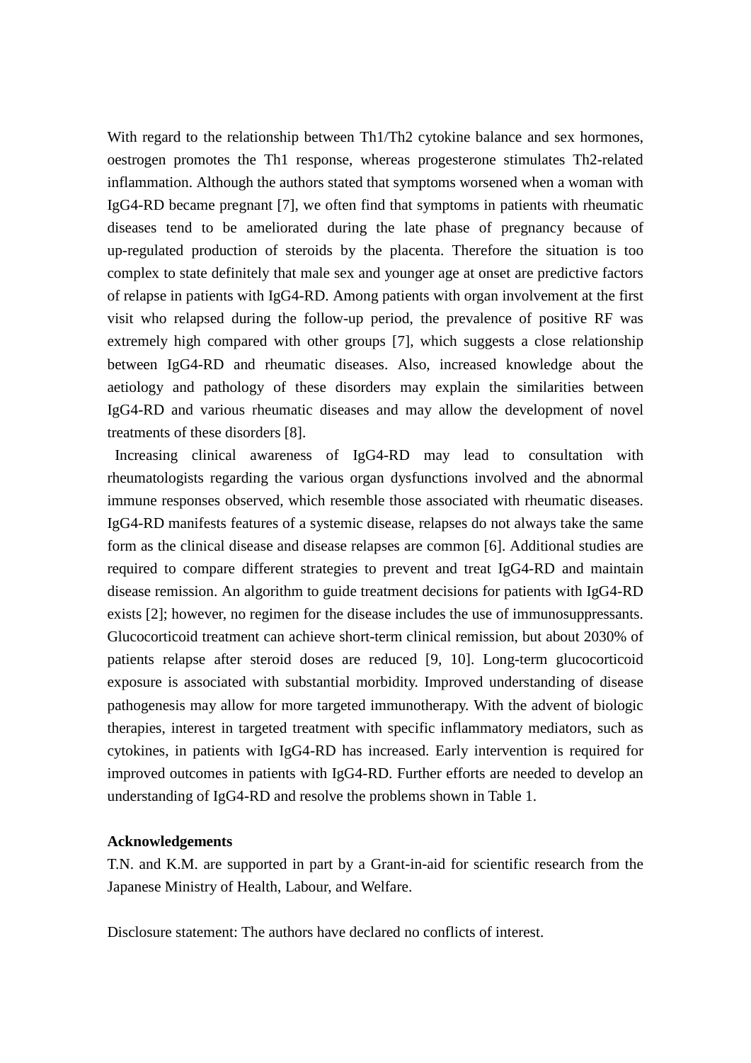With regard to the relationship between Th1/Th2 cytokine balance and sex hormones, oestrogen promotes the Th1 response, whereas progesterone stimulates Th2-related inflammation. Although the authors stated that symptoms worsened when a woman with IgG4-RD became pregnant [7], we often find that symptoms in patients with rheumatic diseases tend to be ameliorated during the late phase of pregnancy because of up-regulated production of steroids by the placenta. Therefore the situation is too complex to state definitely that male sex and younger age at onset are predictive factors of relapse in patients with IgG4-RD. Among patients with organ involvement at the first visit who relapsed during the follow-up period, the prevalence of positive RF was extremely high compared with other groups [7], which suggests a close relationship between IgG4-RD and rheumatic diseases. Also, increased knowledge about the aetiology and pathology of these disorders may explain the similarities between IgG4-RD and various rheumatic diseases and may allow the development of novel treatments of these disorders [8].

Increasing clinical awareness of IgG4-RD may lead to consultation with rheumatologists regarding the various organ dysfunctions involved and the abnormal immune responses observed, which resemble those associated with rheumatic diseases. IgG4-RD manifests features of a systemic disease, relapses do not always take the same form as the clinical disease and disease relapses are common [6]. Additional studies are required to compare different strategies to prevent and treat IgG4-RD and maintain disease remission. An algorithm to guide treatment decisions for patients with IgG4-RD exists [2]; however, no regimen for the disease includes the use of immunosuppressants. Glucocorticoid treatment can achieve short-term clinical remission, but about 2030% of patients relapse after steroid doses are reduced [9, 10]. Long-term glucocorticoid exposure is associated with substantial morbidity. Improved understanding of disease pathogenesis may allow for more targeted immunotherapy. With the advent of biologic therapies, interest in targeted treatment with specific inflammatory mediators, such as cytokines, in patients with IgG4-RD has increased. Early intervention is required for improved outcomes in patients with IgG4-RD. Further efforts are needed to develop an understanding of IgG4-RD and resolve the problems shown in Table 1.

**Acknowledgements**

T.N. and K.M. are supported in part by a Grant-in-aid for scientific research from the Japanese Ministry of Health, Labour, and Welfare.

Disclosure statement: The authors have declared no conflicts of interest.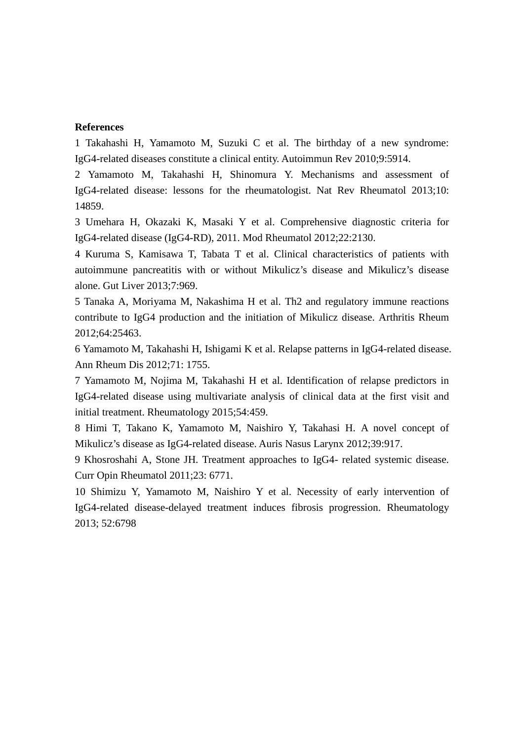**References**

1 Takahashi H, Yamamoto M, Suzuki C et al. The birthday of a new syndrome: IgG4-related diseases constitute a clinical entity. Autoimmun Rev 2010;9:5914.

2 Yamamoto M, Takahashi H, Shinomura Y. Mechanisms and assessment of IgG4-related disease: lessons for the rheumatologist. Nat Rev Rheumatol 2013;10: 14859.

3 Umehara H, Okazaki K, Masaki Y et al. Comprehensive diagnostic criteria for IgG4-related disease (IgG4-RD), 2011. Mod Rheumatol 2012;22:2130.

4 Kuruma S, Kamisawa T, Tabata T et al. Clinical characteristics of patients with autoimmune pancreatitis with or without Mikulicz's disease and Mikulicz's disease alone. Gut Liver 2013;7:969.

5 Tanaka A, Moriyama M, Nakashima H et al. Th2 and regulatory immune reactions contribute to IgG4 production and the initiation of Mikulicz disease. Arthritis Rheum 2012;64:25463.

6 Yamamoto M, Takahashi H, Ishigami K et al. Relapse patterns in IgG4-related disease. Ann Rheum Dis 2012;71: 1755.

7 Yamamoto M, Nojima M, Takahashi H et al. Identification of relapse predictors in IgG4-related disease using multivariate analysis of clinical data at the first visit and initial treatment. Rheumatology 2015;54:459.

8 Himi T, Takano K, Yamamoto M, Naishiro Y, Takahasi H. A novel concept of Mikulicz's disease as IgG4-related disease. Auris Nasus Larynx 2012;39:917.

9 Khosroshahi A, Stone JH. Treatment approaches to IgG4- related systemic disease. Curr Opin Rheumatol 2011;23: 6771.

10 Shimizu Y, Yamamoto M, Naishiro Y et al. Necessity of early intervention of IgG4-related disease-delayed treatment induces fibrosis progression. Rheumatology 2013; 52:6798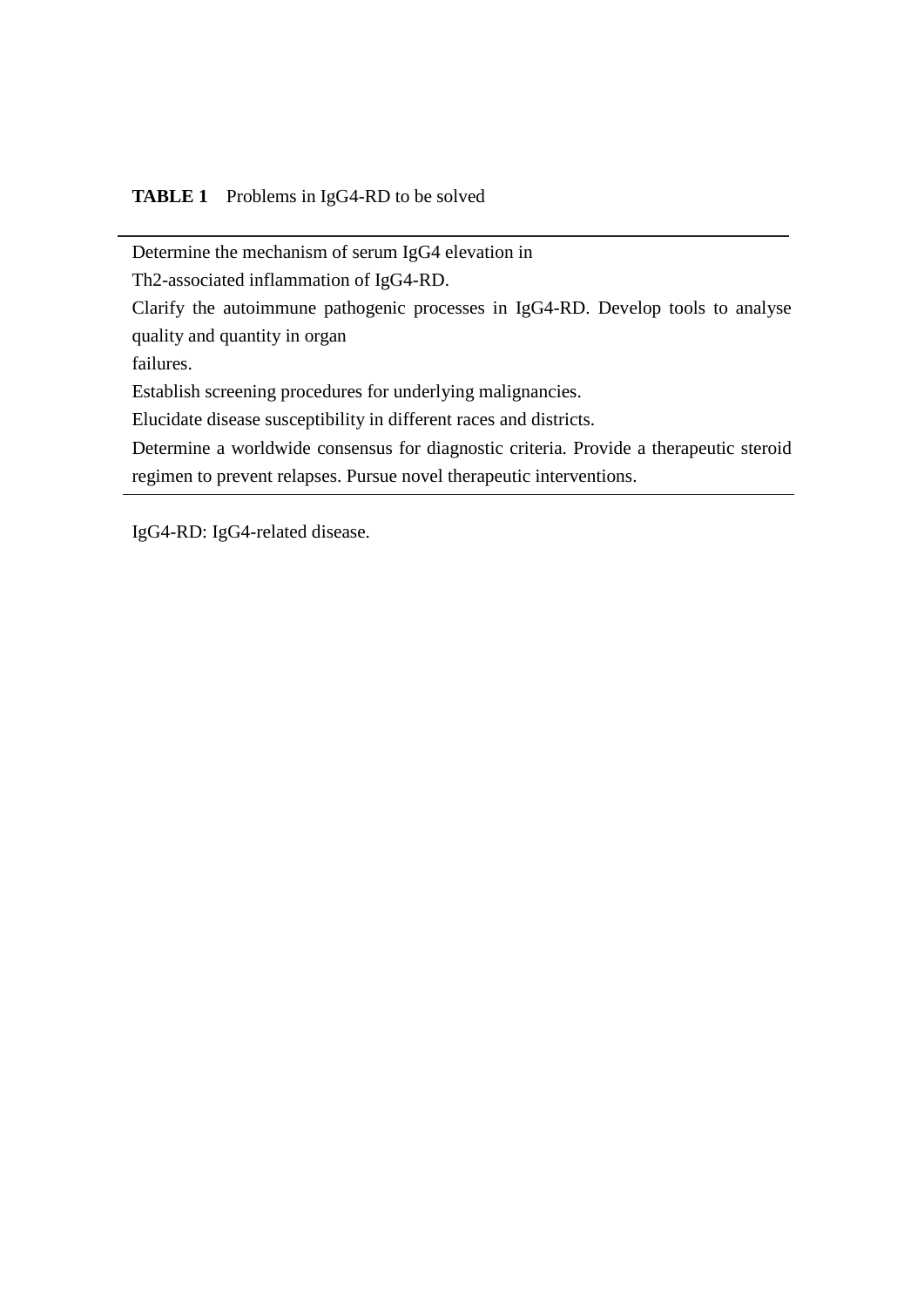**TABLE 1** Problems in IgG4-RD to be solved

| |
|---|
| Determine the mechanism of serum IgG4 elevation in Th2-associated inflammation of IgG4-RD. |
| Clarify the autoimmune pathogenic processes in IgG4-RD. Develop tools to analyse quality and quantity in organ failures. |
| Establish screening procedures for underlying malignancies. |
| Elucidate disease susceptibility in different races and districts. |
| Determine a worldwide consensus for diagnostic criteria. Provide a therapeutic steroid regimen to prevent relapses. Pursue novel therapeutic interventions. |

IgG4-RD: IgG4-related disease.